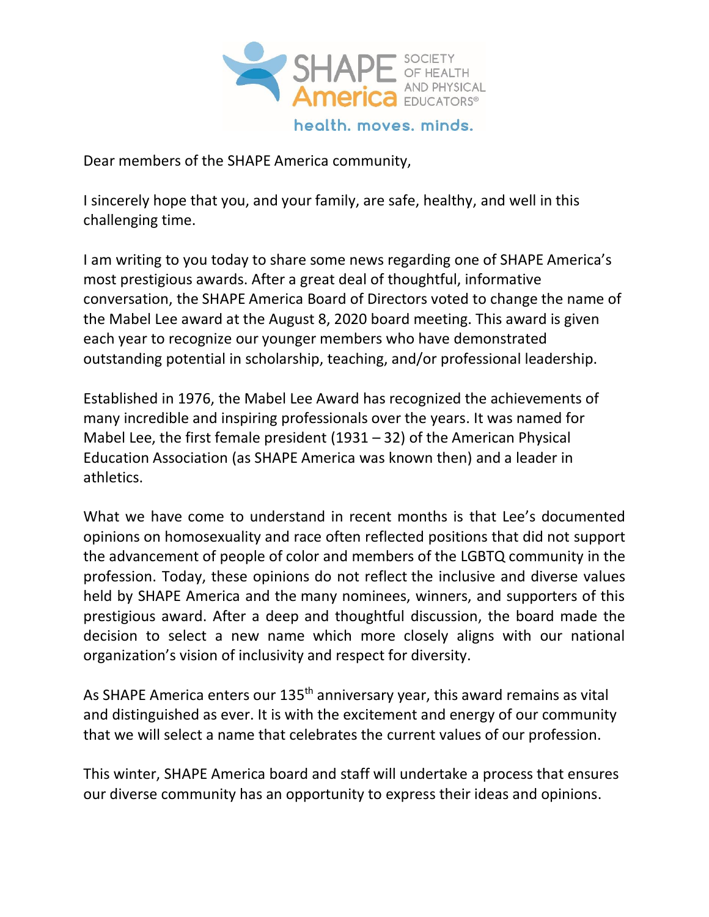SHAPE America SOCIETY OF HEALTH AND PHYSICAL EDUCATORS®

health. moves. minds.

Dear members of the SHAPE America community,

I sincerely hope that you, and your family, are safe, healthy, and well in this challenging time.

I am writing to you today to share some news regarding one of SHAPE America's most prestigious awards. After a great deal of thoughtful, informative conversation, the SHAPE America Board of Directors voted to change the name of the Mabel Lee award at the August 8, 2020 board meeting. This award is given each year to recognize our younger members who have demonstrated outstanding potential in scholarship, teaching, and/or professional leadership.

Established in 1976, the Mabel Lee Award has recognized the achievements of many incredible and inspiring professionals over the years. It was named for Mabel Lee, the first female president (1931 – 32) of the American Physical Education Association (as SHAPE America was known then) and a leader in athletics.

What we have come to understand in recent months is that Lee's documented opinions on homosexuality and race often reflected positions that did not support the advancement of people of color and members of the LGBTQ community in the profession. Today, these opinions do not reflect the inclusive and diverse values held by SHAPE America and the many nominees, winners, and supporters of this prestigious award. After a deep and thoughtful discussion, the board made the decision to select a new name which more closely aligns with our national organization's vision of inclusivity and respect for diversity.

As SHAPE America enters our 135th anniversary year, this award remains as vital and distinguished as ever. It is with the excitement and energy of our community that we will select a name that celebrates the current values of our profession.

This winter, SHAPE America board and staff will undertake a process that ensures our diverse community has an opportunity to express their ideas and opinions.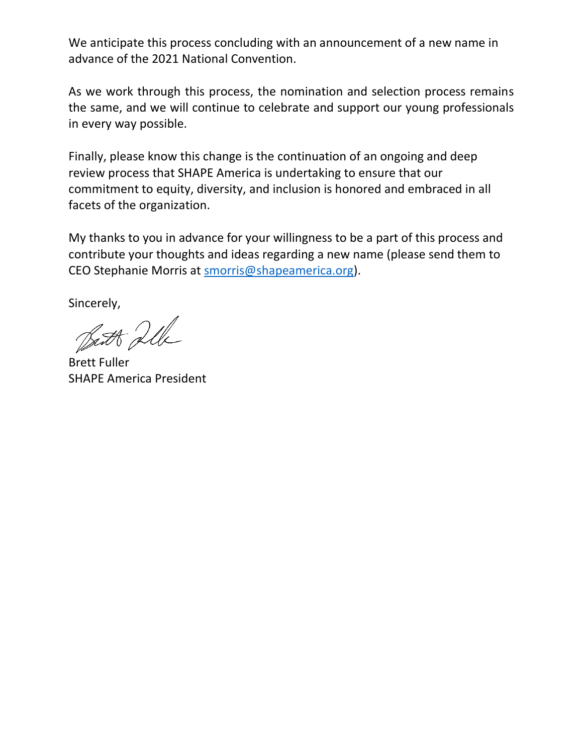We anticipate this process concluding with an announcement of a new name in advance of the 2021 National Convention.

As we work through this process, the nomination and selection process remains the same, and we will continue to celebrate and support our young professionals in every way possible.

Finally, please know this change is the continuation of an ongoing and deep review process that SHAPE America is undertaking to ensure that our commitment to equity, diversity, and inclusion is honored and embraced in all facets of the organization.

My thanks to you in advance for your willingness to be a part of this process and contribute your thoughts and ideas regarding a new name (please send them to CEO Stephanie Morris at [smorris@shapeamerica.org](mailto:smorris@shapeamerica.org)).

Sincerely,

Brett Fuller
SHAPE America President